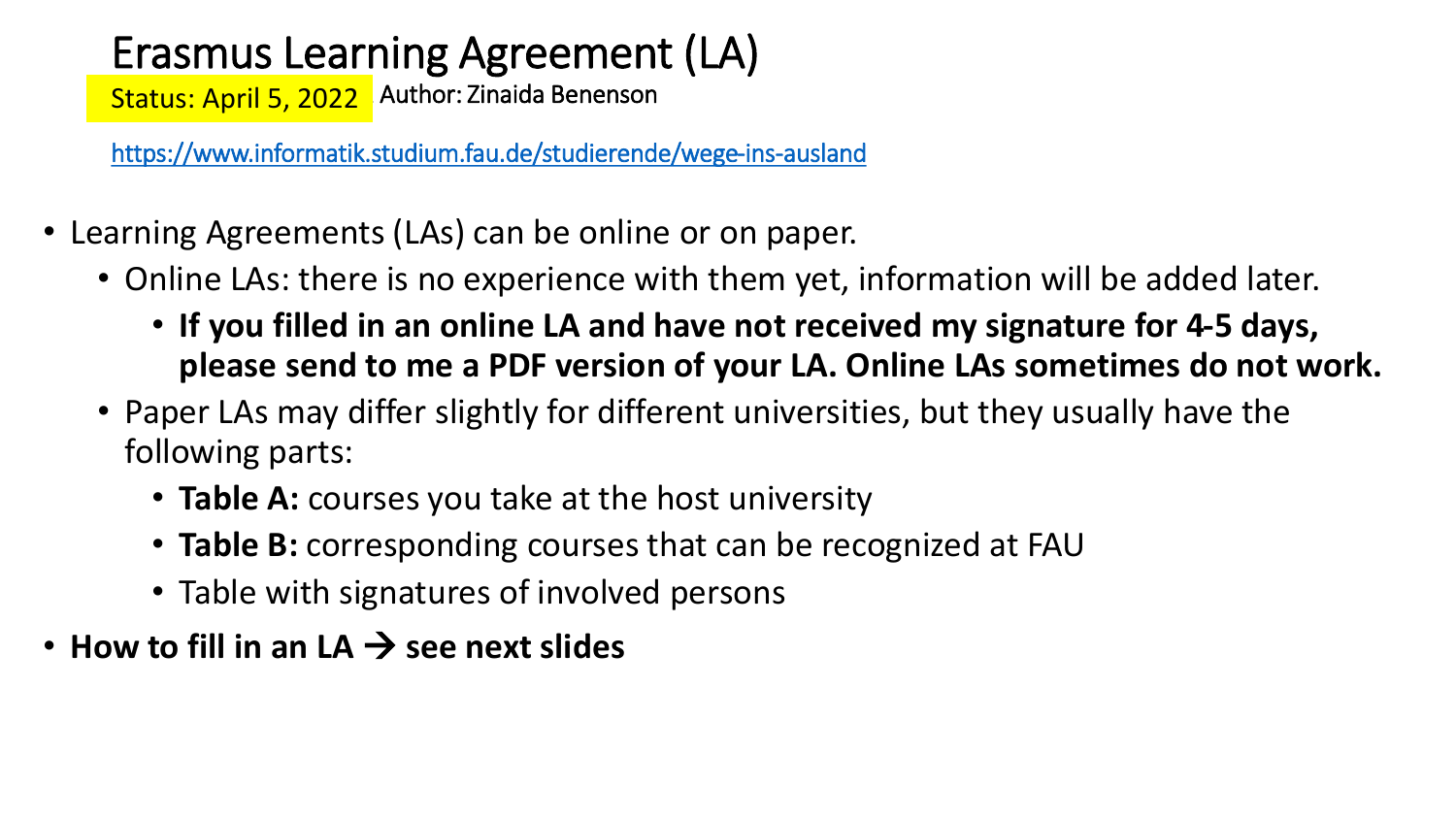# Erasmus Learning Agreement (LA)

Status: April 5, 2022 Author: Zinaida Benenson

https://www.informatik.studium.fau.de/studierende/wege-ins-ausland

- Learning Agreements (LAs) can be online or on paper.
  - Online LAs: there is no experience with them yet, information will be added later.
    - **If you filled in an online LA and have not received my signature for 4-5 days, please send to me a PDF version of your LA. Online LAs sometimes do not work.**
  - Paper LAs may differ slightly for different universities, but they usually have the following parts:
    - **Table A:** courses you take at the host university
    - **Table B:** corresponding courses that can be recognized at FAU
    - Table with signatures of involved persons
- **How to fill in an LA → see next slides**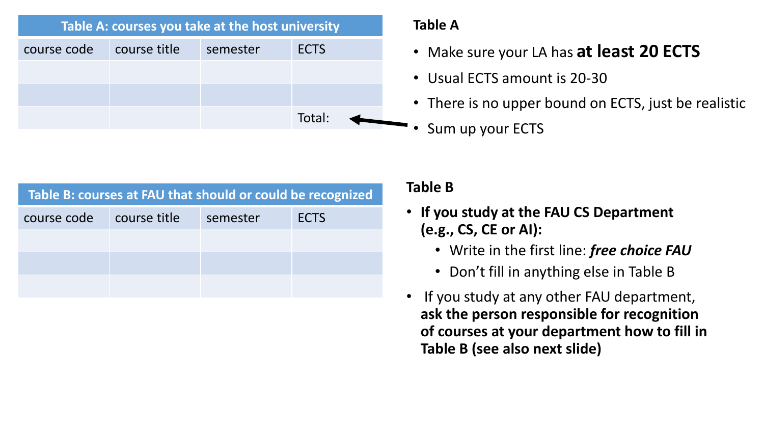| Table A: courses you take at the host university | | | |
|---|---|---|---|
| course code | course title | semester | ECTS |
| | | | |
| | | | |
| | | | Total: |

### Table A

- Make sure your LA has **at least 20 ECTS**
- Usual ECTS amount is 20-30
- There is no upper bound on ECTS, just be realistic
- Sum up your ECTS

| Table B: courses at FAU that should or could be recognized | | | |
|---|---|---|---|
| course code | course title | semester | ECTS |
| | | | |
| | | | |
| | | | |

### Table B

- **If you study at the FAU CS Department (e.g., CS, CE or AI):**
  - Write in the first line: ***free choice FAU***
  - Don't fill in anything else in Table B
- If you study at any other FAU department, **ask the person responsible for recognition of courses at your department how to fill in Table B (see also next slide)**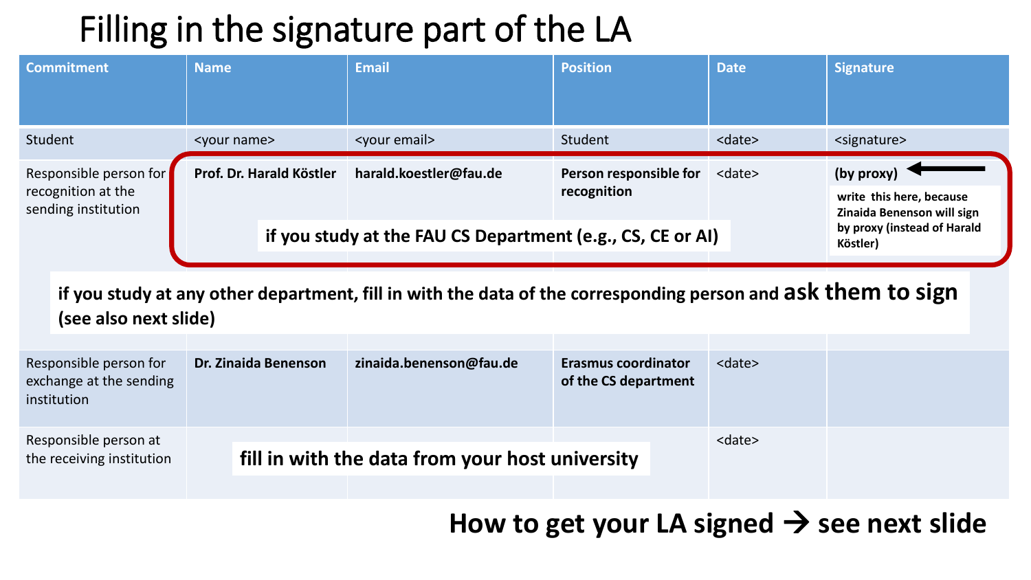# Filling in the signature part of the LA

| Commitment | Name | Email | Position | Date | Signature |
|---|---|---|---|---|---|
| Student | <your name> | <your email> | Student | <date> | <signature> |
| Responsible person for recognition at the sending institution | **Prof. Dr. Harald Köstler** | **harald.koestler@fau.de** | **Person responsible for recognition** | <date> | **(by proxy)** |
| Responsible person for exchange at the sending institution | **Dr. Zinaida Benenson** | **zinaida.benenson@fau.de** | **Erasmus coordinator of the CS department** | <date> | |
| Responsible person at the receiving institution | | | | <date> | |

**if you study at the FAU CS Department (e.g., CS, CE or AI)**

**(by proxy)** ← **write this here, because Zinaida Benenson will sign by proxy (instead of Harald Köstler)**

**if you study at any other department, fill in with the data of the corresponding person and ask them to sign (see also next slide)**

**fill in with the data from your host university**

**How to get your LA signed → see next slide**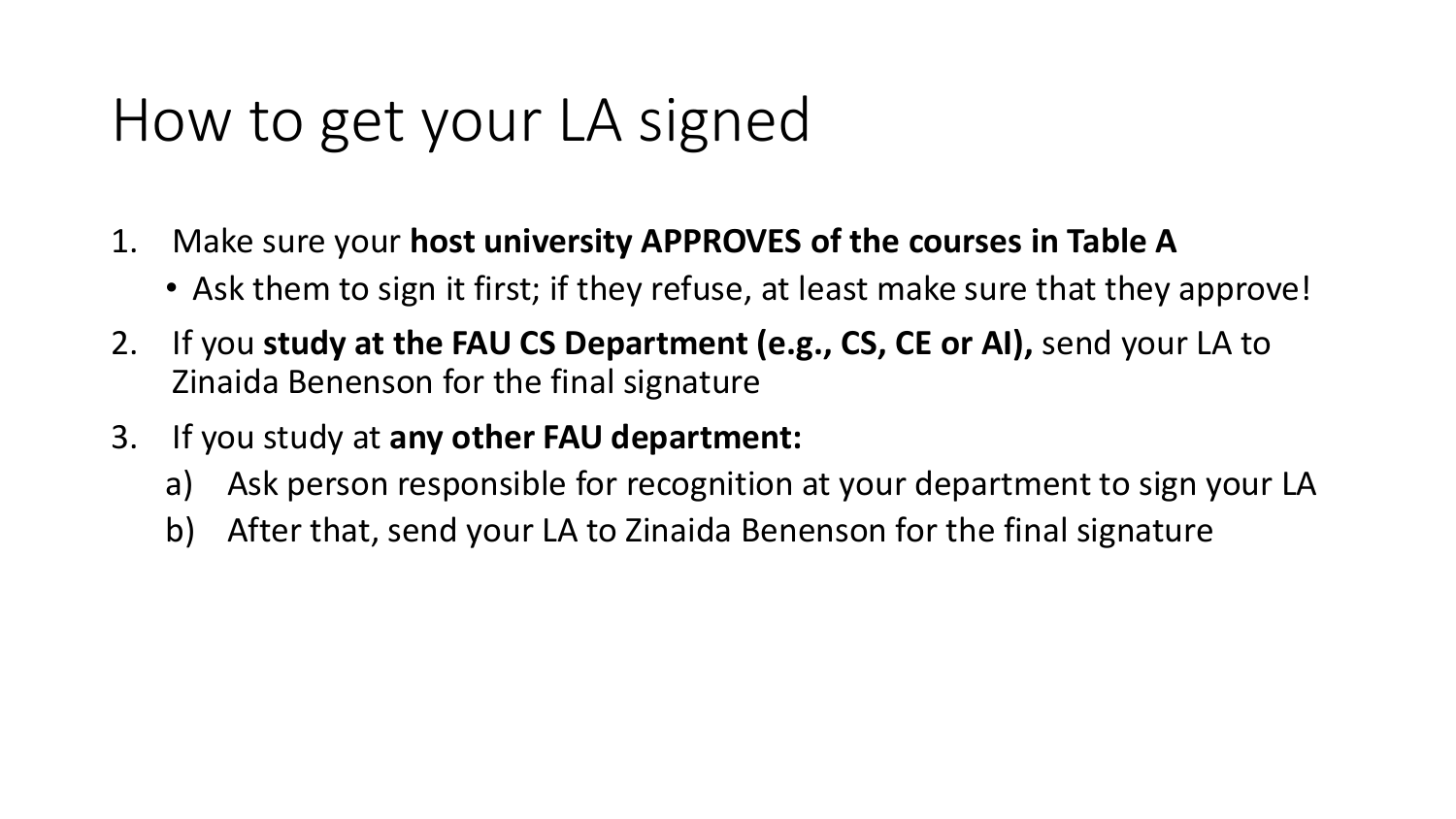# How to get your LA signed

1. Make sure your **host university APPROVES of the courses in Table A**
   - Ask them to sign it first; if they refuse, at least make sure that they approve!
2. If you **study at the FAU CS Department (e.g., CS, CE or AI),** send your LA to Zinaida Benenson for the final signature
3. If you study at **any other FAU department:**
   a) Ask person responsible for recognition at your department to sign your LA
   b) After that, send your LA to Zinaida Benenson for the final signature